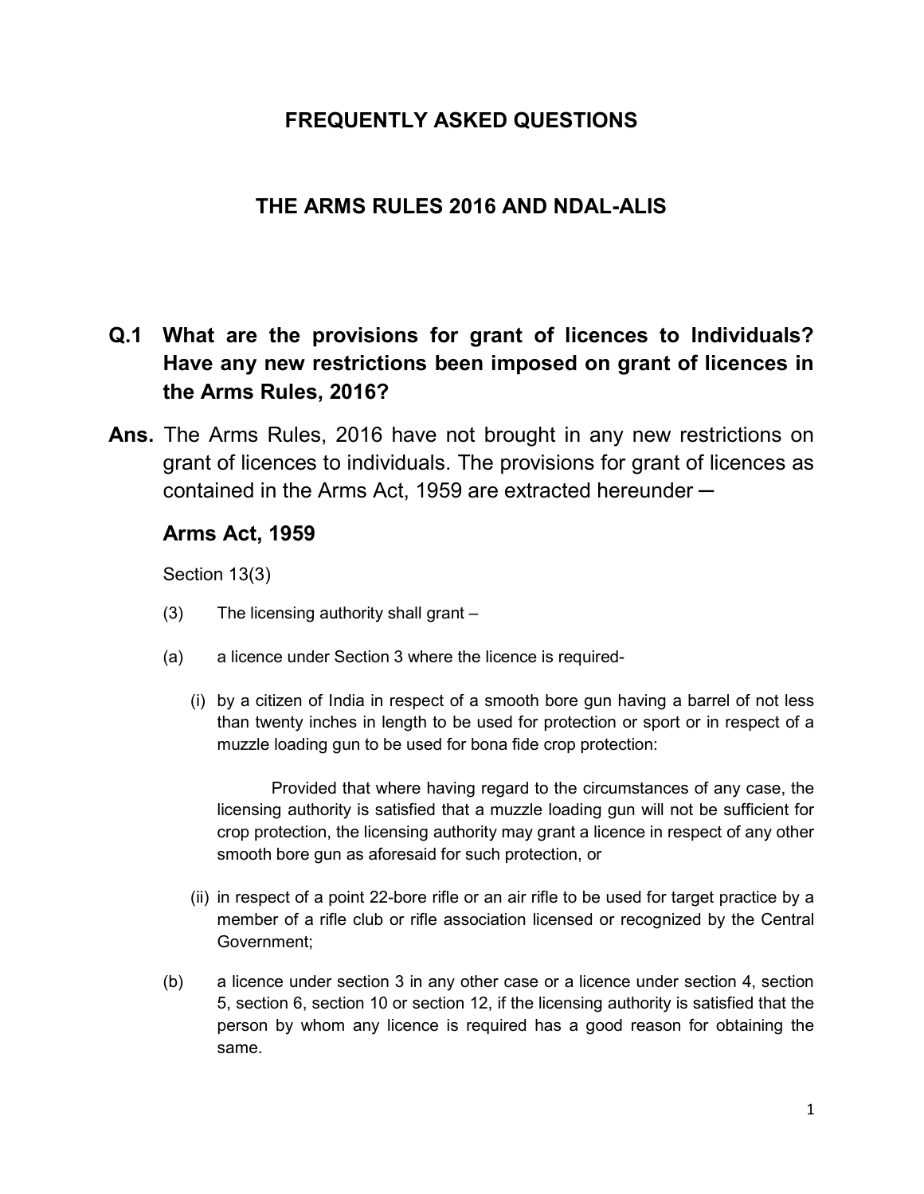# FREQUENTLY ASKED QUESTIONS

## THE ARMS RULES 2016 AND NDAL-ALIS

**Q.1 What are the provisions for grant of licences to Individuals? Have any new restrictions been imposed on grant of licences in the Arms Rules, 2016?**

**Ans.** The Arms Rules, 2016 have not brought in any new restrictions on grant of licences to individuals. The provisions for grant of licences as contained in the Arms Act, 1959 are extracted hereunder ─

### Arms Act, 1959

Section 13(3)

(3) The licensing authority shall grant –

(a) a licence under Section 3 where the licence is required-

(i) by a citizen of India in respect of a smooth bore gun having a barrel of not less than twenty inches in length to be used for protection or sport or in respect of a muzzle loading gun to be used for bona fide crop protection:

Provided that where having regard to the circumstances of any case, the licensing authority is satisfied that a muzzle loading gun will not be sufficient for crop protection, the licensing authority may grant a licence in respect of any other smooth bore gun as aforesaid for such protection, or

(ii) in respect of a point 22-bore rifle or an air rifle to be used for target practice by a member of a rifle club or rifle association licensed or recognized by the Central Government;

(b) a licence under section 3 in any other case or a licence under section 4, section 5, section 6, section 10 or section 12, if the licensing authority is satisfied that the person by whom any licence is required has a good reason for obtaining the same.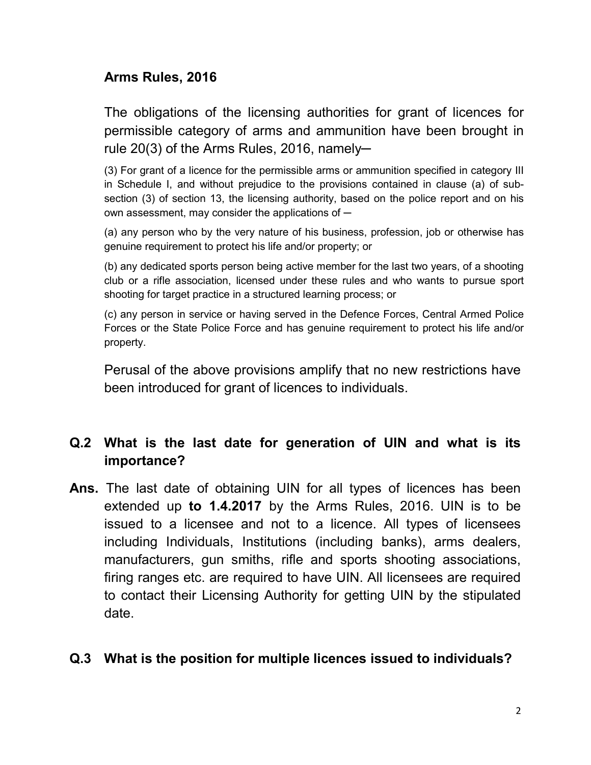**Arms Rules, 2016**

The obligations of the licensing authorities for grant of licences for permissible category of arms and ammunition have been brought in rule 20(3) of the Arms Rules, 2016, namely─

(3) For grant of a licence for the permissible arms or ammunition specified in category III in Schedule I, and without prejudice to the provisions contained in clause (a) of sub-section (3) of section 13, the licensing authority, based on the police report and on his own assessment, may consider the applications of ─

(a) any person who by the very nature of his business, profession, job or otherwise has genuine requirement to protect his life and/or property; or

(b) any dedicated sports person being active member for the last two years, of a shooting club or a rifle association, licensed under these rules and who wants to pursue sport shooting for target practice in a structured learning process; or

(c) any person in service or having served in the Defence Forces, Central Armed Police Forces or the State Police Force and has genuine requirement to protect his life and/or property.

Perusal of the above provisions amplify that no new restrictions have been introduced for grant of licences to individuals.

**Q.2 What is the last date for generation of UIN and what is its importance?**

**Ans.** The last date of obtaining UIN for all types of licences has been extended up **to 1.4.2017** by the Arms Rules, 2016. UIN is to be issued to a licensee and not to a licence. All types of licensees including Individuals, Institutions (including banks), arms dealers, manufacturers, gun smiths, rifle and sports shooting associations, firing ranges etc. are required to have UIN. All licensees are required to contact their Licensing Authority for getting UIN by the stipulated date.

**Q.3 What is the position for multiple licences issued to individuals?**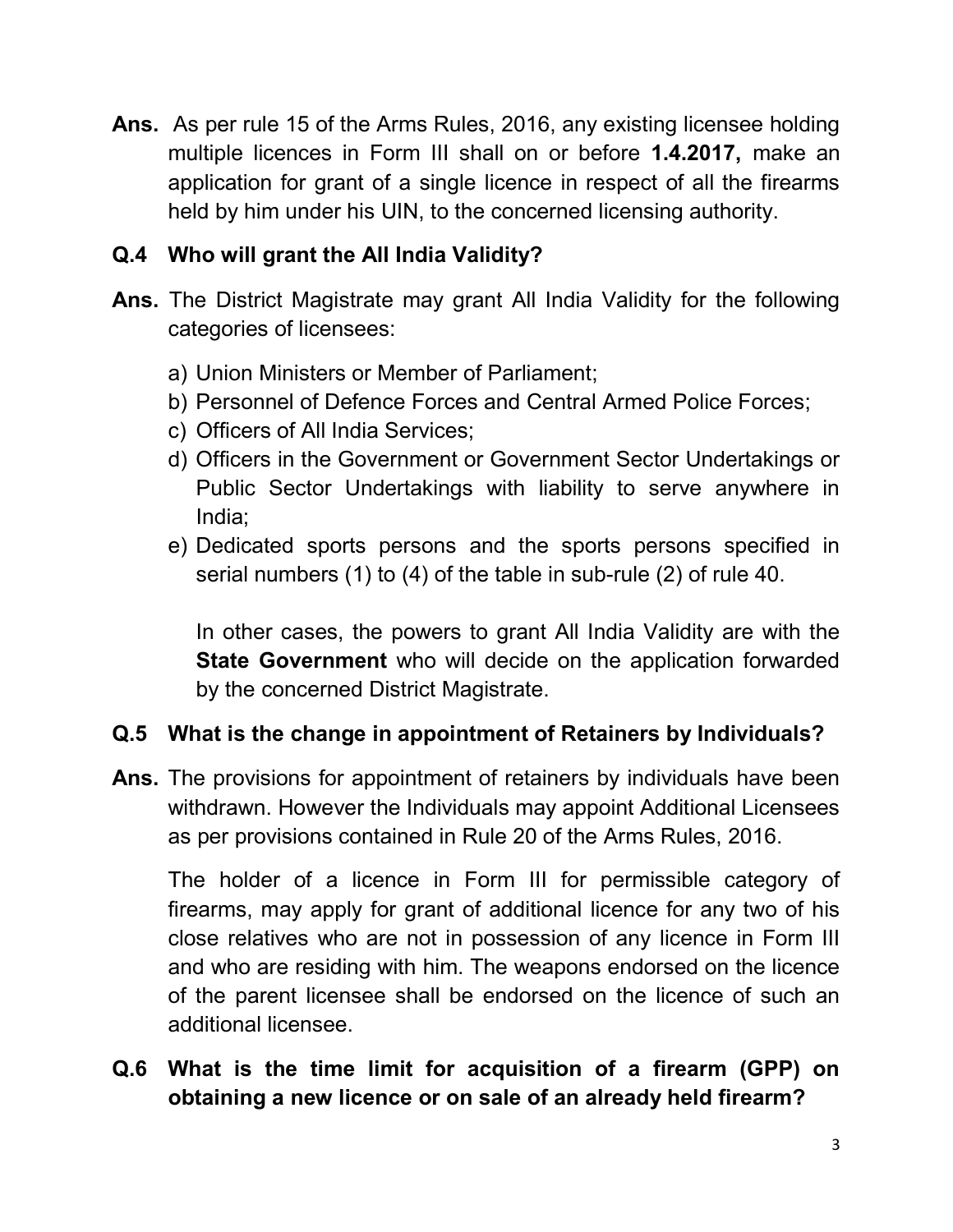**Ans.** As per rule 15 of the Arms Rules, 2016, any existing licensee holding multiple licences in Form III shall on or before **1.4.2017,** make an application for grant of a single licence in respect of all the firearms held by him under his UIN, to the concerned licensing authority.

**Q.4 Who will grant the All India Validity?**

**Ans.** The District Magistrate may grant All India Validity for the following categories of licensees:

a) Union Ministers or Member of Parliament;
b) Personnel of Defence Forces and Central Armed Police Forces;
c) Officers of All India Services;
d) Officers in the Government or Government Sector Undertakings or Public Sector Undertakings with liability to serve anywhere in India;
e) Dedicated sports persons and the sports persons specified in serial numbers (1) to (4) of the table in sub-rule (2) of rule 40.

In other cases, the powers to grant All India Validity are with the **State Government** who will decide on the application forwarded by the concerned District Magistrate.

**Q.5 What is the change in appointment of Retainers by Individuals?**

**Ans.** The provisions for appointment of retainers by individuals have been withdrawn. However the Individuals may appoint Additional Licensees as per provisions contained in Rule 20 of the Arms Rules, 2016.

The holder of a licence in Form III for permissible category of firearms, may apply for grant of additional licence for any two of his close relatives who are not in possession of any licence in Form III and who are residing with him. The weapons endorsed on the licence of the parent licensee shall be endorsed on the licence of such an additional licensee.

**Q.6 What is the time limit for acquisition of a firearm (GPP) on obtaining a new licence or on sale of an already held firearm?**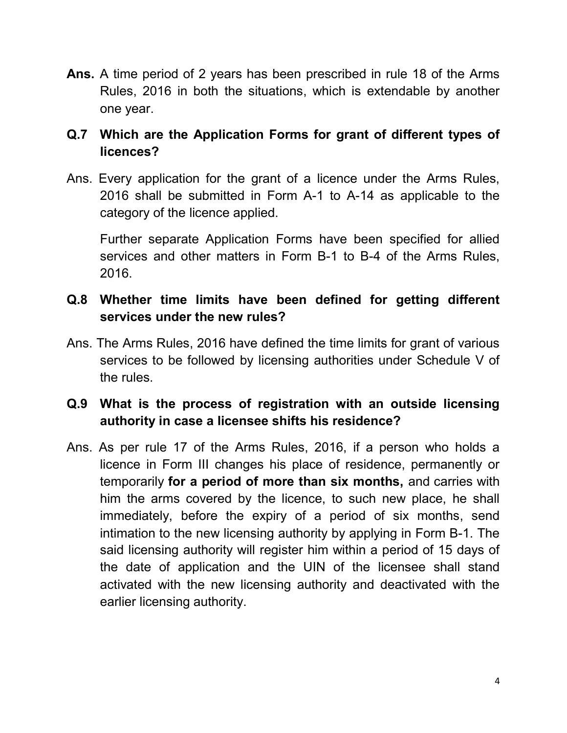**Ans.** A time period of 2 years has been prescribed in rule 18 of the Arms Rules, 2016 in both the situations, which is extendable by another one year.

**Q.7 Which are the Application Forms for grant of different types of licences?**

Ans. Every application for the grant of a licence under the Arms Rules, 2016 shall be submitted in Form A-1 to A-14 as applicable to the category of the licence applied.

Further separate Application Forms have been specified for allied services and other matters in Form B-1 to B-4 of the Arms Rules, 2016.

**Q.8 Whether time limits have been defined for getting different services under the new rules?**

Ans. The Arms Rules, 2016 have defined the time limits for grant of various services to be followed by licensing authorities under Schedule V of the rules.

**Q.9 What is the process of registration with an outside licensing authority in case a licensee shifts his residence?**

Ans. As per rule 17 of the Arms Rules, 2016, if a person who holds a licence in Form III changes his place of residence, permanently or temporarily **for a period of more than six months,** and carries with him the arms covered by the licence, to such new place, he shall immediately, before the expiry of a period of six months, send intimation to the new licensing authority by applying in Form B-1. The said licensing authority will register him within a period of 15 days of the date of application and the UIN of the licensee shall stand activated with the new licensing authority and deactivated with the earlier licensing authority.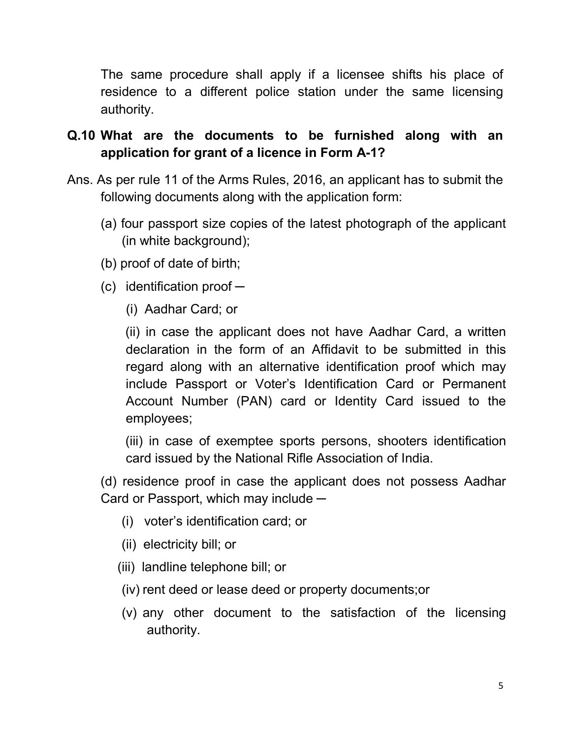The same procedure shall apply if a licensee shifts his place of residence to a different police station under the same licensing authority.

**Q.10 What are the documents to be furnished along with an application for grant of a licence in Form A-1?**

Ans. As per rule 11 of the Arms Rules, 2016, an applicant has to submit the following documents along with the application form:

(a) four passport size copies of the latest photograph of the applicant (in white background);

(b) proof of date of birth;

(c) identification proof ─

(i) Aadhar Card; or

(ii) in case the applicant does not have Aadhar Card, a written declaration in the form of an Affidavit to be submitted in this regard along with an alternative identification proof which may include Passport or Voter's Identification Card or Permanent Account Number (PAN) card or Identity Card issued to the employees;

(iii) in case of exemptee sports persons, shooters identification card issued by the National Rifle Association of India.

(d) residence proof in case the applicant does not possess Aadhar Card or Passport, which may include ─

(i) voter's identification card; or

(ii) electricity bill; or

(iii) landline telephone bill; or

(iv) rent deed or lease deed or property documents;or

(v) any other document to the satisfaction of the licensing authority.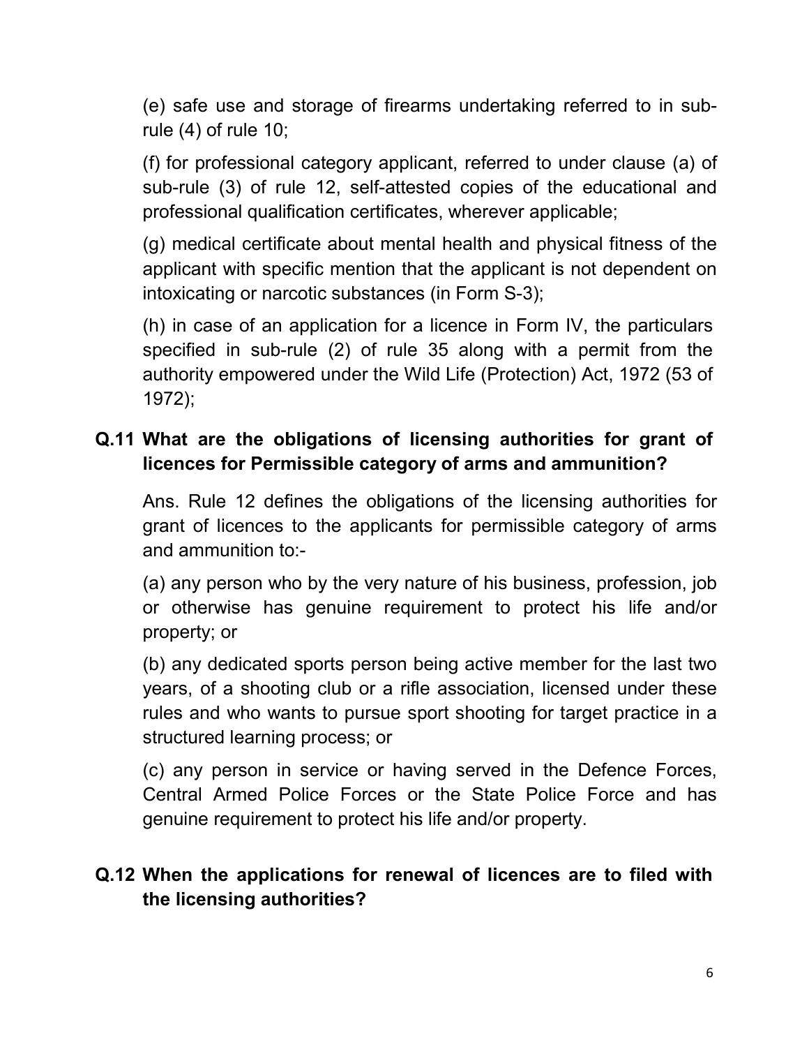(e) safe use and storage of firearms undertaking referred to in sub-rule (4) of rule 10;

(f) for professional category applicant, referred to under clause (a) of sub-rule (3) of rule 12, self-attested copies of the educational and professional qualification certificates, wherever applicable;

(g) medical certificate about mental health and physical fitness of the applicant with specific mention that the applicant is not dependent on intoxicating or narcotic substances (in Form S-3);

(h) in case of an application for a licence in Form IV, the particulars specified in sub-rule (2) of rule 35 along with a permit from the authority empowered under the Wild Life (Protection) Act, 1972 (53 of 1972);

**Q.11 What are the obligations of licensing authorities for grant of licences for Permissible category of arms and ammunition?**

Ans. Rule 12 defines the obligations of the licensing authorities for grant of licences to the applicants for permissible category of arms and ammunition to:-

(a) any person who by the very nature of his business, profession, job or otherwise has genuine requirement to protect his life and/or property; or

(b) any dedicated sports person being active member for the last two years, of a shooting club or a rifle association, licensed under these rules and who wants to pursue sport shooting for target practice in a structured learning process; or

(c) any person in service or having served in the Defence Forces, Central Armed Police Forces or the State Police Force and has genuine requirement to protect his life and/or property.

**Q.12 When the applications for renewal of licences are to filed with the licensing authorities?**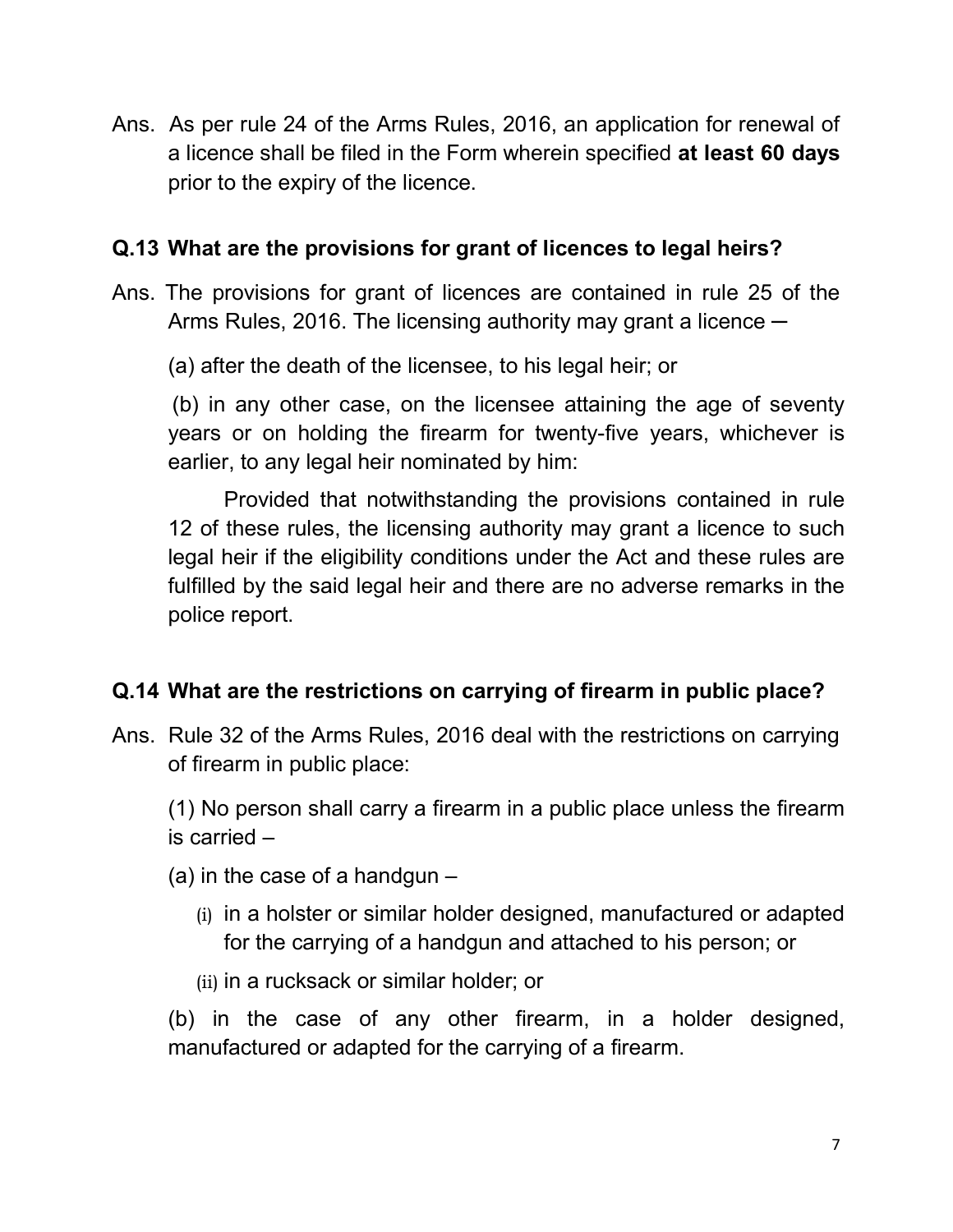Ans. As per rule 24 of the Arms Rules, 2016, an application for renewal of a licence shall be filed in the Form wherein specified **at least 60 days** prior to the expiry of the licence.

**Q.13 What are the provisions for grant of licences to legal heirs?**

Ans. The provisions for grant of licences are contained in rule 25 of the Arms Rules, 2016. The licensing authority may grant a licence ─

(a) after the death of the licensee, to his legal heir; or

(b) in any other case, on the licensee attaining the age of seventy years or on holding the firearm for twenty-five years, whichever is earlier, to any legal heir nominated by him:

Provided that notwithstanding the provisions contained in rule 12 of these rules, the licensing authority may grant a licence to such legal heir if the eligibility conditions under the Act and these rules are fulfilled by the said legal heir and there are no adverse remarks in the police report.

**Q.14 What are the restrictions on carrying of firearm in public place?**

Ans. Rule 32 of the Arms Rules, 2016 deal with the restrictions on carrying of firearm in public place:

(1) No person shall carry a firearm in a public place unless the firearm is carried –

(a) in the case of a handgun –

(i) in a holster or similar holder designed, manufactured or adapted for the carrying of a handgun and attached to his person; or

(ii) in a rucksack or similar holder; or

(b) in the case of any other firearm, in a holder designed, manufactured or adapted for the carrying of a firearm.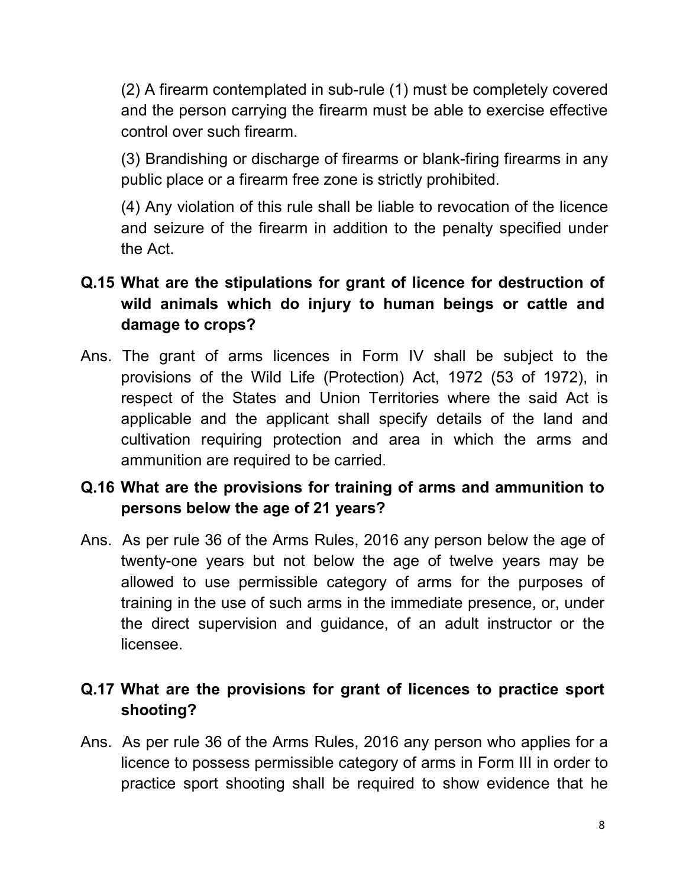(2) A firearm contemplated in sub-rule (1) must be completely covered and the person carrying the firearm must be able to exercise effective control over such firearm.

(3) Brandishing or discharge of firearms or blank-firing firearms in any public place or a firearm free zone is strictly prohibited.

(4) Any violation of this rule shall be liable to revocation of the licence and seizure of the firearm in addition to the penalty specified under the Act.

**Q.15 What are the stipulations for grant of licence for destruction of wild animals which do injury to human beings or cattle and damage to crops?**

Ans. The grant of arms licences in Form IV shall be subject to the provisions of the Wild Life (Protection) Act, 1972 (53 of 1972), in respect of the States and Union Territories where the said Act is applicable and the applicant shall specify details of the land and cultivation requiring protection and area in which the arms and ammunition are required to be carried.

**Q.16 What are the provisions for training of arms and ammunition to persons below the age of 21 years?**

Ans. As per rule 36 of the Arms Rules, 2016 any person below the age of twenty-one years but not below the age of twelve years may be allowed to use permissible category of arms for the purposes of training in the use of such arms in the immediate presence, or, under the direct supervision and guidance, of an adult instructor or the licensee.

**Q.17 What are the provisions for grant of licences to practice sport shooting?**

Ans. As per rule 36 of the Arms Rules, 2016 any person who applies for a licence to possess permissible category of arms in Form III in order to practice sport shooting shall be required to show evidence that he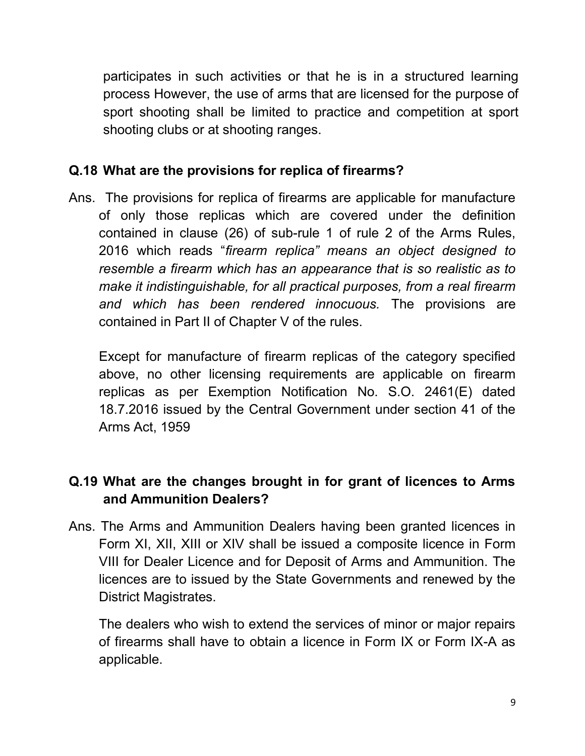participates in such activities or that he is in a structured learning process However, the use of arms that are licensed for the purpose of sport shooting shall be limited to practice and competition at sport shooting clubs or at shooting ranges.

**Q.18 What are the provisions for replica of firearms?**

Ans. The provisions for replica of firearms are applicable for manufacture of only those replicas which are covered under the definition contained in clause (26) of sub-rule 1 of rule 2 of the Arms Rules, 2016 which reads "*firearm replica" means an object designed to resemble a firearm which has an appearance that is so realistic as to make it indistinguishable, for all practical purposes, from a real firearm and which has been rendered innocuous.* The provisions are contained in Part II of Chapter V of the rules.

Except for manufacture of firearm replicas of the category specified above, no other licensing requirements are applicable on firearm replicas as per Exemption Notification No. S.O. 2461(E) dated 18.7.2016 issued by the Central Government under section 41 of the Arms Act, 1959

**Q.19 What are the changes brought in for grant of licences to Arms and Ammunition Dealers?**

Ans. The Arms and Ammunition Dealers having been granted licences in Form XI, XII, XIII or XIV shall be issued a composite licence in Form VIII for Dealer Licence and for Deposit of Arms and Ammunition. The licences are to issued by the State Governments and renewed by the District Magistrates.

The dealers who wish to extend the services of minor or major repairs of firearms shall have to obtain a licence in Form IX or Form IX-A as applicable.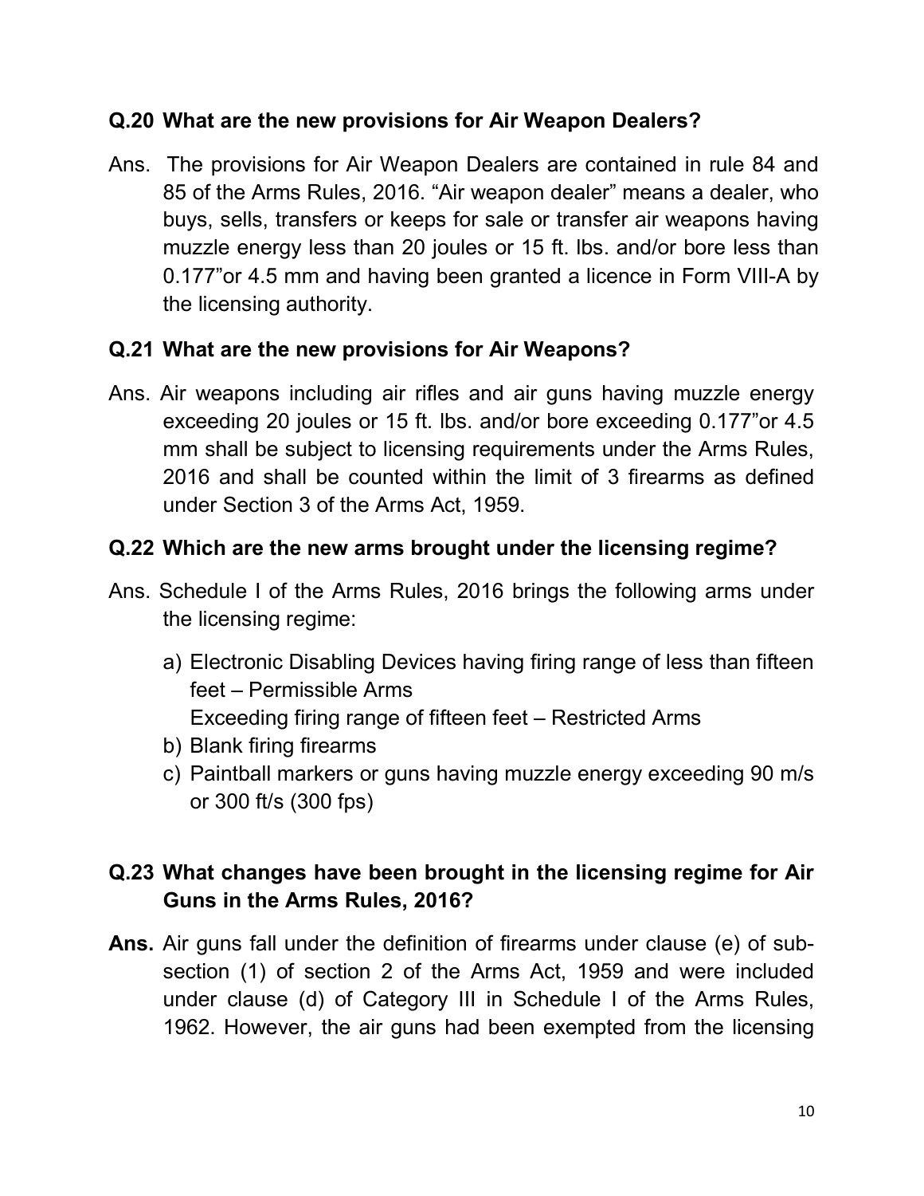**Q.20 What are the new provisions for Air Weapon Dealers?**

Ans. The provisions for Air Weapon Dealers are contained in rule 84 and 85 of the Arms Rules, 2016. "Air weapon dealer" means a dealer, who buys, sells, transfers or keeps for sale or transfer air weapons having muzzle energy less than 20 joules or 15 ft. lbs. and/or bore less than 0.177"or 4.5 mm and having been granted a licence in Form VIII-A by the licensing authority.

**Q.21 What are the new provisions for Air Weapons?**

Ans. Air weapons including air rifles and air guns having muzzle energy exceeding 20 joules or 15 ft. lbs. and/or bore exceeding 0.177"or 4.5 mm shall be subject to licensing requirements under the Arms Rules, 2016 and shall be counted within the limit of 3 firearms as defined under Section 3 of the Arms Act, 1959.

**Q.22 Which are the new arms brought under the licensing regime?**

Ans. Schedule I of the Arms Rules, 2016 brings the following arms under the licensing regime:

a) Electronic Disabling Devices having firing range of less than fifteen feet – Permissible Arms
   Exceeding firing range of fifteen feet – Restricted Arms
b) Blank firing firearms
c) Paintball markers or guns having muzzle energy exceeding 90 m/s or 300 ft/s (300 fps)

**Q.23 What changes have been brought in the licensing regime for Air Guns in the Arms Rules, 2016?**

**Ans.** Air guns fall under the definition of firearms under clause (e) of sub-section (1) of section 2 of the Arms Act, 1959 and were included under clause (d) of Category III in Schedule I of the Arms Rules, 1962. However, the air guns had been exempted from the licensing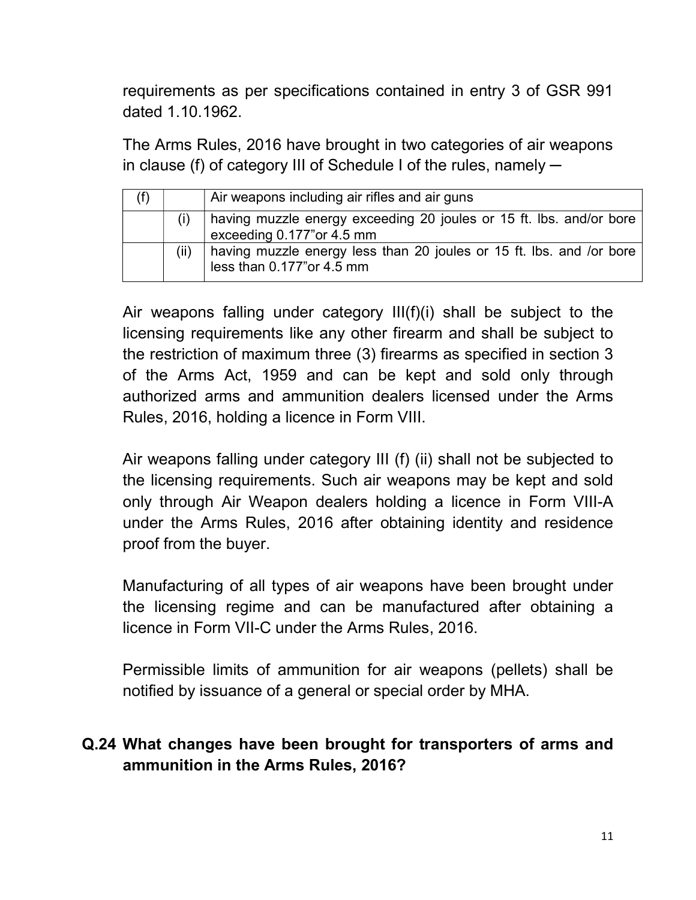requirements as per specifications contained in entry 3 of GSR 991 dated 1.10.1962.

The Arms Rules, 2016 have brought in two categories of air weapons in clause (f) of category III of Schedule I of the rules, namely ─

| (f) | | Air weapons including air rifles and air guns |
|---|---|---|
| | (i) | having muzzle energy exceeding 20 joules or 15 ft. lbs. and/or bore exceeding 0.177"or 4.5 mm |
| | (ii) | having muzzle energy less than 20 joules or 15 ft. lbs. and /or bore less than 0.177"or 4.5 mm |

Air weapons falling under category III(f)(i) shall be subject to the licensing requirements like any other firearm and shall be subject to the restriction of maximum three (3) firearms as specified in section 3 of the Arms Act, 1959 and can be kept and sold only through authorized arms and ammunition dealers licensed under the Arms Rules, 2016, holding a licence in Form VIII.

Air weapons falling under category III (f) (ii) shall not be subjected to the licensing requirements. Such air weapons may be kept and sold only through Air Weapon dealers holding a licence in Form VIII-A under the Arms Rules, 2016 after obtaining identity and residence proof from the buyer.

Manufacturing of all types of air weapons have been brought under the licensing regime and can be manufactured after obtaining a licence in Form VII-C under the Arms Rules, 2016.

Permissible limits of ammunition for air weapons (pellets) shall be notified by issuance of a general or special order by MHA.

**Q.24 What changes have been brought for transporters of arms and ammunition in the Arms Rules, 2016?**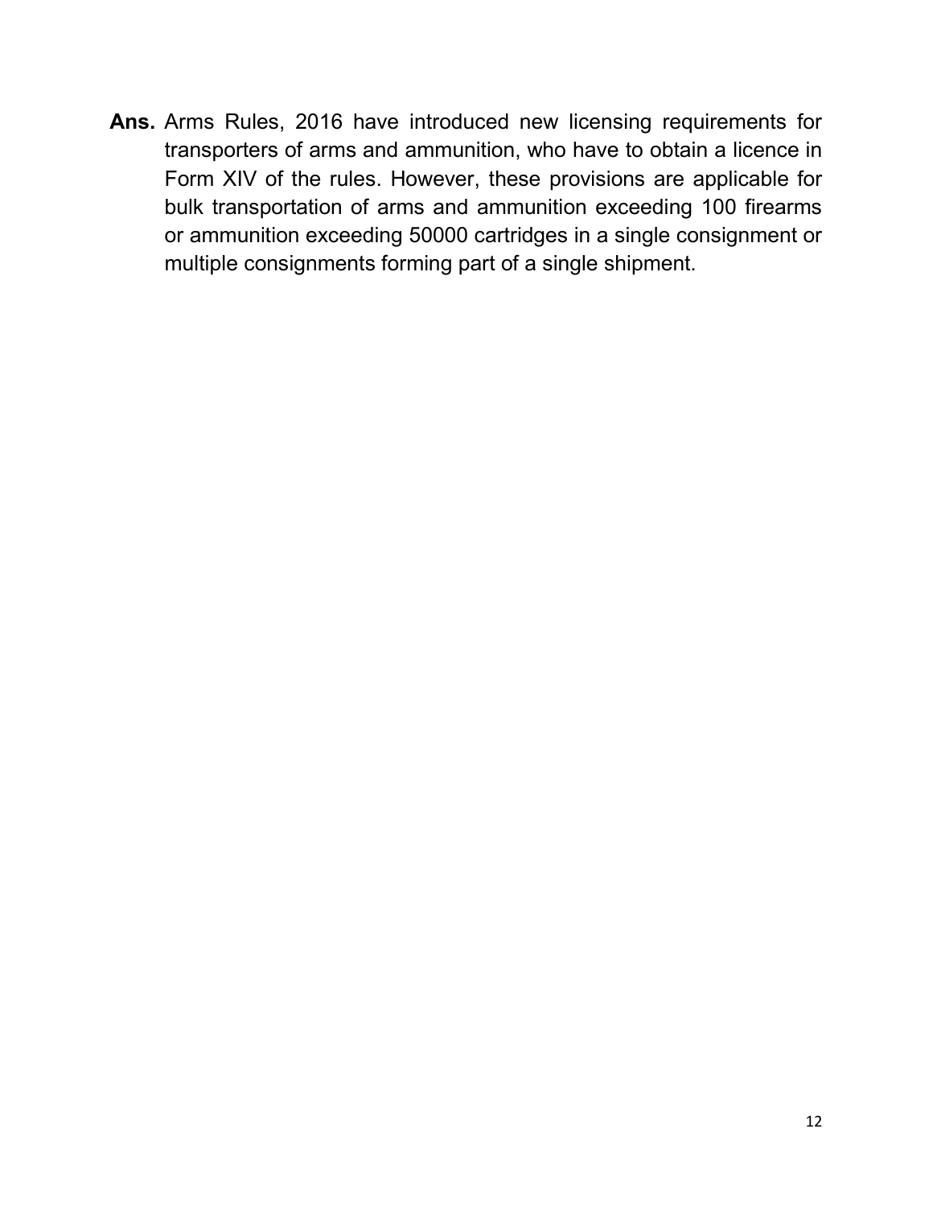**Ans.** Arms Rules, 2016 have introduced new licensing requirements for transporters of arms and ammunition, who have to obtain a licence in Form XIV of the rules. However, these provisions are applicable for bulk transportation of arms and ammunition exceeding 100 firearms or ammunition exceeding 50000 cartridges in a single consignment or multiple consignments forming part of a single shipment.